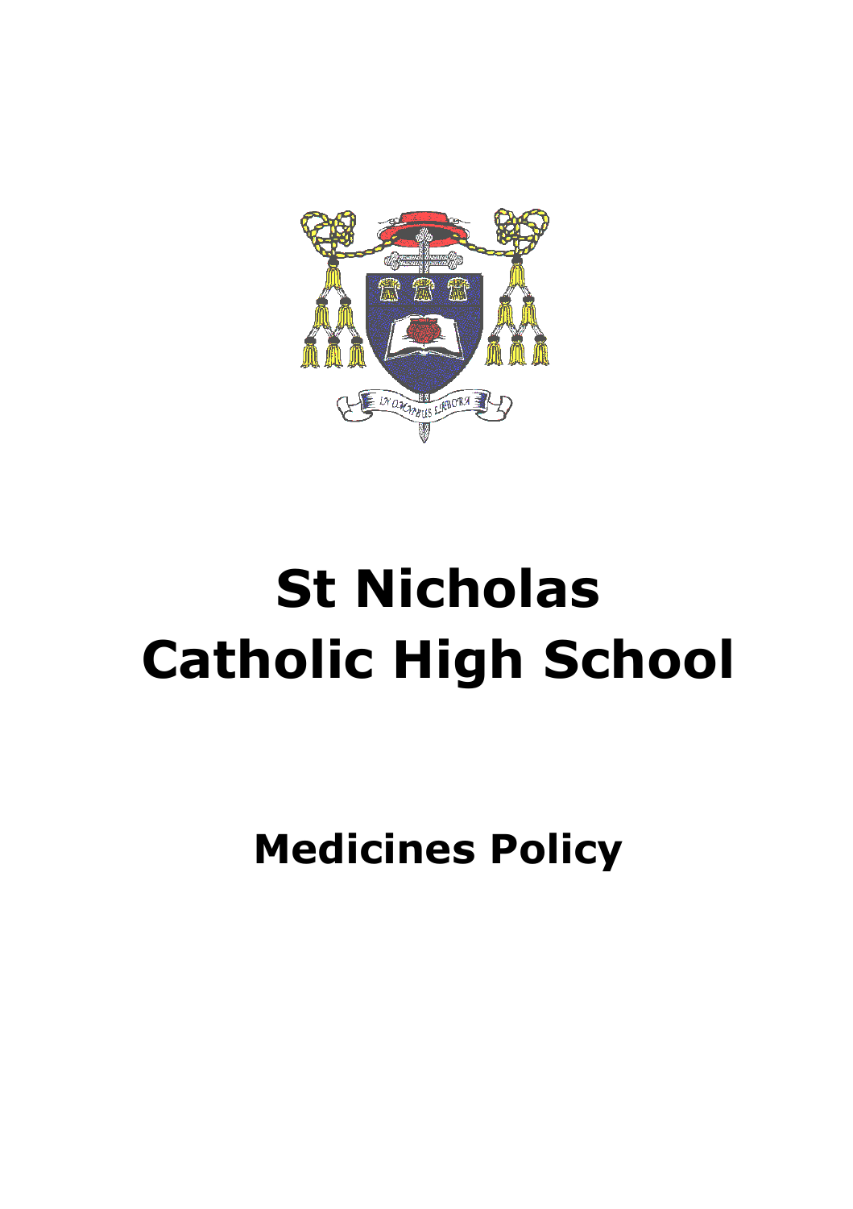# St Nicholas Catholic High School

## Medicines Policy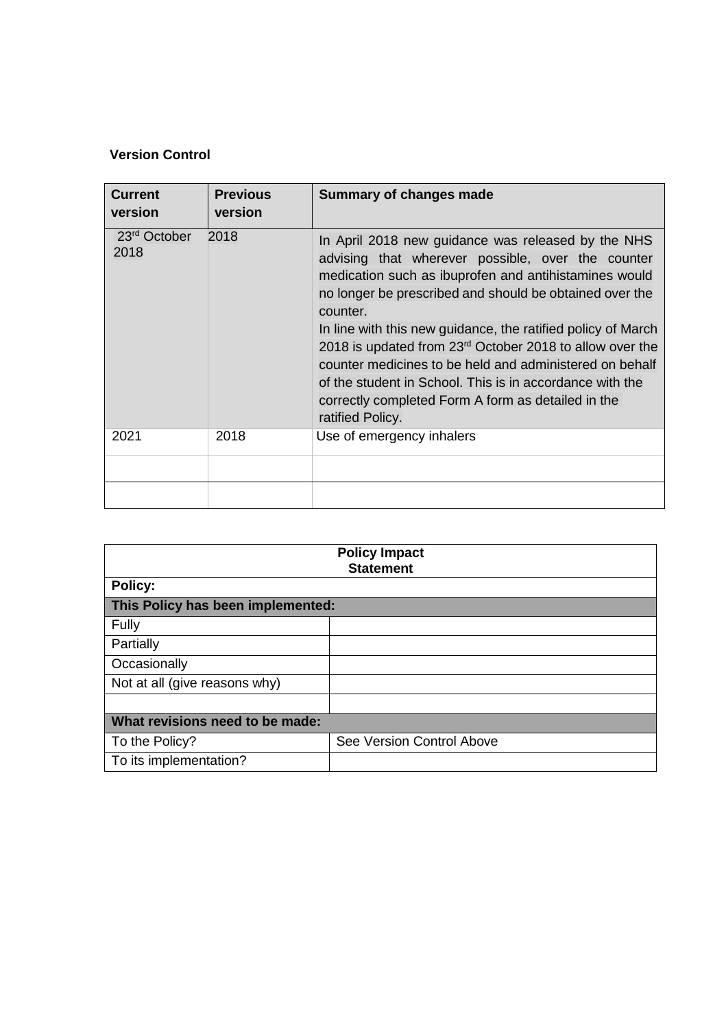**Version Control**

| Current version | Previous version | Summary of changes made |
|---|---|---|
| 23rd October 2018 | 2018 | In April 2018 new guidance was released by the NHS advising that wherever possible, over the counter medication such as ibuprofen and antihistamines would no longer be prescribed and should be obtained over the counter.<br>In line with this new guidance, the ratified policy of March 2018 is updated from 23rd October 2018 to allow over the counter medicines to be held and administered on behalf of the student in School. This is in accordance with the correctly completed Form A form as detailed in the ratified Policy. |
| 2021 | 2018 | Use of emergency inhalers |
| | | |
| | | |

| **Policy Impact Statement** | |
|---|---|
| **Policy:** | |
| **This Policy has been implemented:** | |
| Fully | |
| Partially | |
| Occasionally | |
| Not at all (give reasons why) | |
| | |
| **What revisions need to be made:** | |
| To the Policy? | See Version Control Above |
| To its implementation? | |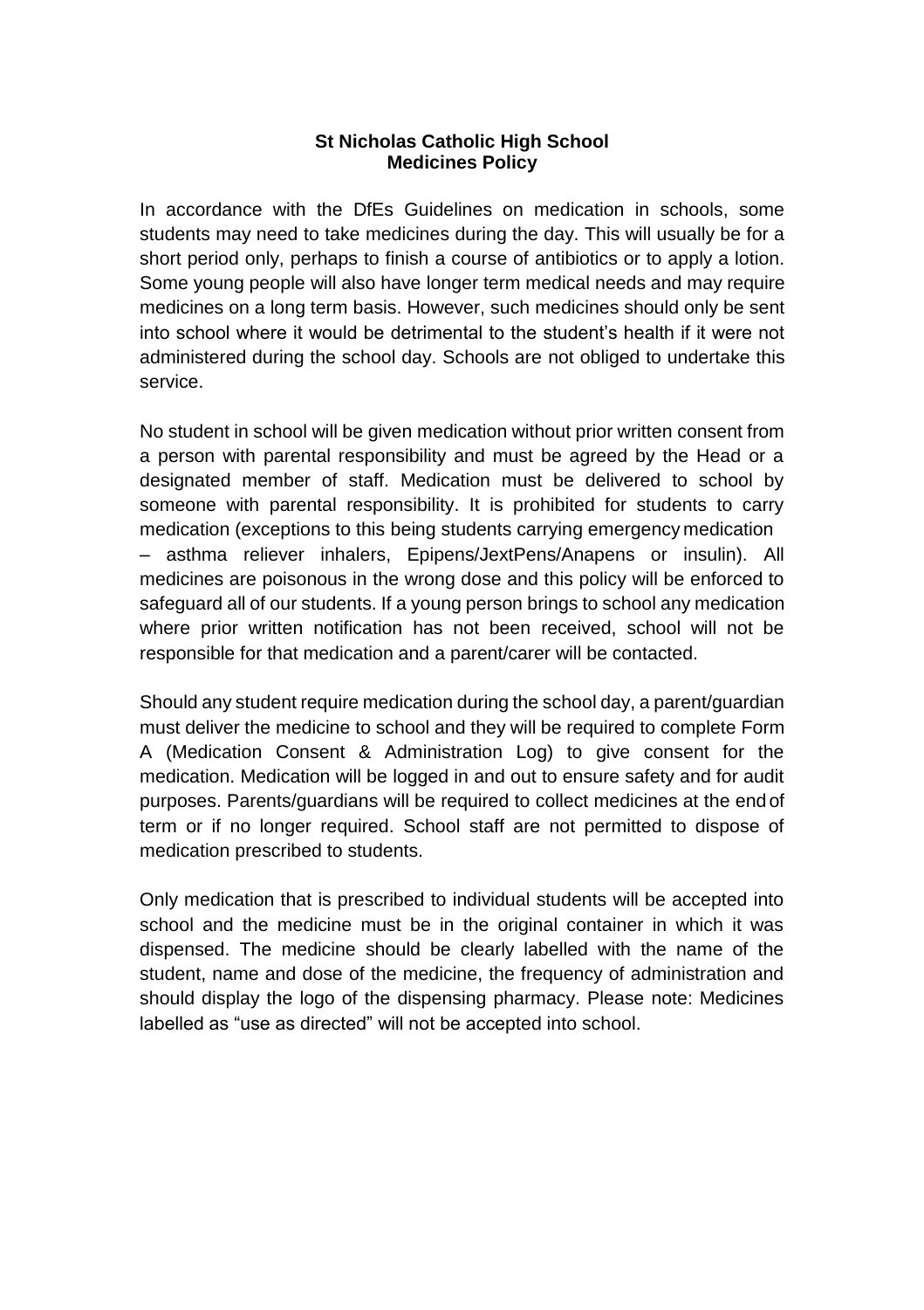**St Nicholas Catholic High School**
**Medicines Policy**

In accordance with the DfEs Guidelines on medication in schools, some students may need to take medicines during the day. This will usually be for a short period only, perhaps to finish a course of antibiotics or to apply a lotion. Some young people will also have longer term medical needs and may require medicines on a long term basis. However, such medicines should only be sent into school where it would be detrimental to the student's health if it were not administered during the school day. Schools are not obliged to undertake this service.

No student in school will be given medication without prior written consent from a person with parental responsibility and must be agreed by the Head or a designated member of staff. Medication must be delivered to school by someone with parental responsibility. It is prohibited for students to carry medication (exceptions to this being students carrying emergency medication – asthma reliever inhalers, Epipens/JextPens/Anapens or insulin). All medicines are poisonous in the wrong dose and this policy will be enforced to safeguard all of our students. If a young person brings to school any medication where prior written notification has not been received, school will not be responsible for that medication and a parent/carer will be contacted.

Should any student require medication during the school day, a parent/guardian must deliver the medicine to school and they will be required to complete Form A (Medication Consent & Administration Log) to give consent for the medication. Medication will be logged in and out to ensure safety and for audit purposes. Parents/guardians will be required to collect medicines at the end of term or if no longer required. School staff are not permitted to dispose of medication prescribed to students.

Only medication that is prescribed to individual students will be accepted into school and the medicine must be in the original container in which it was dispensed. The medicine should be clearly labelled with the name of the student, name and dose of the medicine, the frequency of administration and should display the logo of the dispensing pharmacy. Please note: Medicines labelled as "use as directed" will not be accepted into school.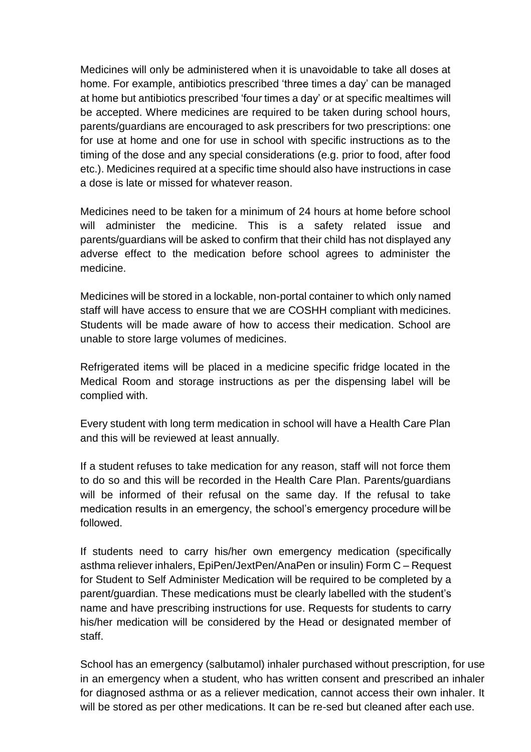Medicines will only be administered when it is unavoidable to take all doses at home. For example, antibiotics prescribed 'three times a day' can be managed at home but antibiotics prescribed 'four times a day' or at specific mealtimes will be accepted. Where medicines are required to be taken during school hours, parents/guardians are encouraged to ask prescribers for two prescriptions: one for use at home and one for use in school with specific instructions as to the timing of the dose and any special considerations (e.g. prior to food, after food etc.). Medicines required at a specific time should also have instructions in case a dose is late or missed for whatever reason.

Medicines need to be taken for a minimum of 24 hours at home before school will administer the medicine. This is a safety related issue and parents/guardians will be asked to confirm that their child has not displayed any adverse effect to the medication before school agrees to administer the medicine.

Medicines will be stored in a lockable, non-portal container to which only named staff will have access to ensure that we are COSHH compliant with medicines. Students will be made aware of how to access their medication. School are unable to store large volumes of medicines.

Refrigerated items will be placed in a medicine specific fridge located in the Medical Room and storage instructions as per the dispensing label will be complied with.

Every student with long term medication in school will have a Health Care Plan and this will be reviewed at least annually.

If a student refuses to take medication for any reason, staff will not force them to do so and this will be recorded in the Health Care Plan. Parents/guardians will be informed of their refusal on the same day. If the refusal to take medication results in an emergency, the school's emergency procedure will be followed.

If students need to carry his/her own emergency medication (specifically asthma reliever inhalers, EpiPen/JextPen/AnaPen or insulin) Form C – Request for Student to Self Administer Medication will be required to be completed by a parent/guardian. These medications must be clearly labelled with the student's name and have prescribing instructions for use. Requests for students to carry his/her medication will be considered by the Head or designated member of staff.

School has an emergency (salbutamol) inhaler purchased without prescription, for use in an emergency when a student, who has written consent and prescribed an inhaler for diagnosed asthma or as a reliever medication, cannot access their own inhaler. It will be stored as per other medications. It can be re-sed but cleaned after each use.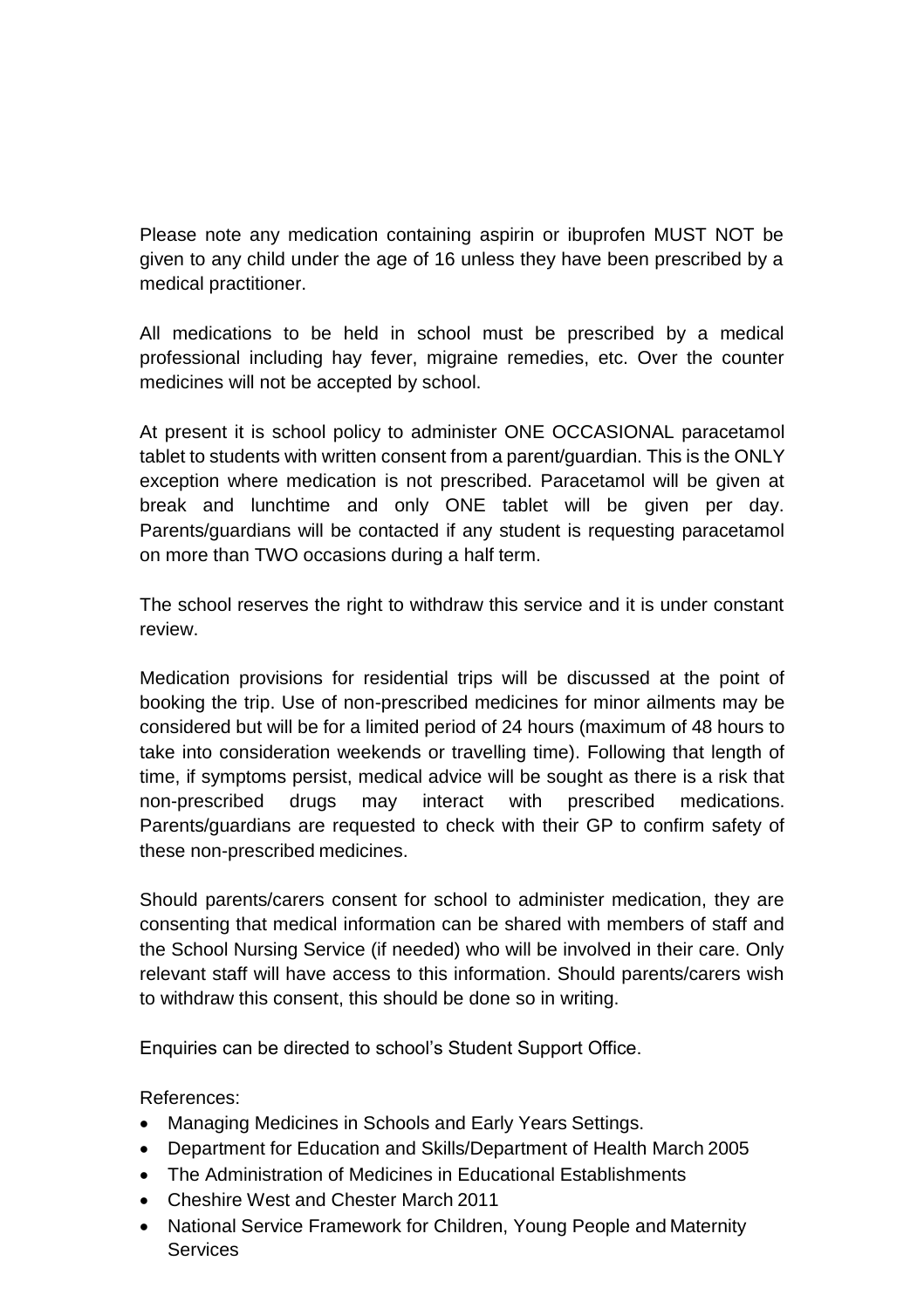Please note any medication containing aspirin or ibuprofen MUST NOT be given to any child under the age of 16 unless they have been prescribed by a medical practitioner.

All medications to be held in school must be prescribed by a medical professional including hay fever, migraine remedies, etc. Over the counter medicines will not be accepted by school.

At present it is school policy to administer ONE OCCASIONAL paracetamol tablet to students with written consent from a parent/guardian. This is the ONLY exception where medication is not prescribed. Paracetamol will be given at break and lunchtime and only ONE tablet will be given per day. Parents/guardians will be contacted if any student is requesting paracetamol on more than TWO occasions during a half term.

The school reserves the right to withdraw this service and it is under constant review.

Medication provisions for residential trips will be discussed at the point of booking the trip. Use of non-prescribed medicines for minor ailments may be considered but will be for a limited period of 24 hours (maximum of 48 hours to take into consideration weekends or travelling time). Following that length of time, if symptoms persist, medical advice will be sought as there is a risk that non-prescribed drugs may interact with prescribed medications. Parents/guardians are requested to check with their GP to confirm safety of these non-prescribed medicines.

Should parents/carers consent for school to administer medication, they are consenting that medical information can be shared with members of staff and the School Nursing Service (if needed) who will be involved in their care. Only relevant staff will have access to this information. Should parents/carers wish to withdraw this consent, this should be done so in writing.

Enquiries can be directed to school's Student Support Office.

References:

- Managing Medicines in Schools and Early Years Settings.
- Department for Education and Skills/Department of Health March 2005
- The Administration of Medicines in Educational Establishments
- Cheshire West and Chester March 2011
- National Service Framework for Children, Young People and Maternity Services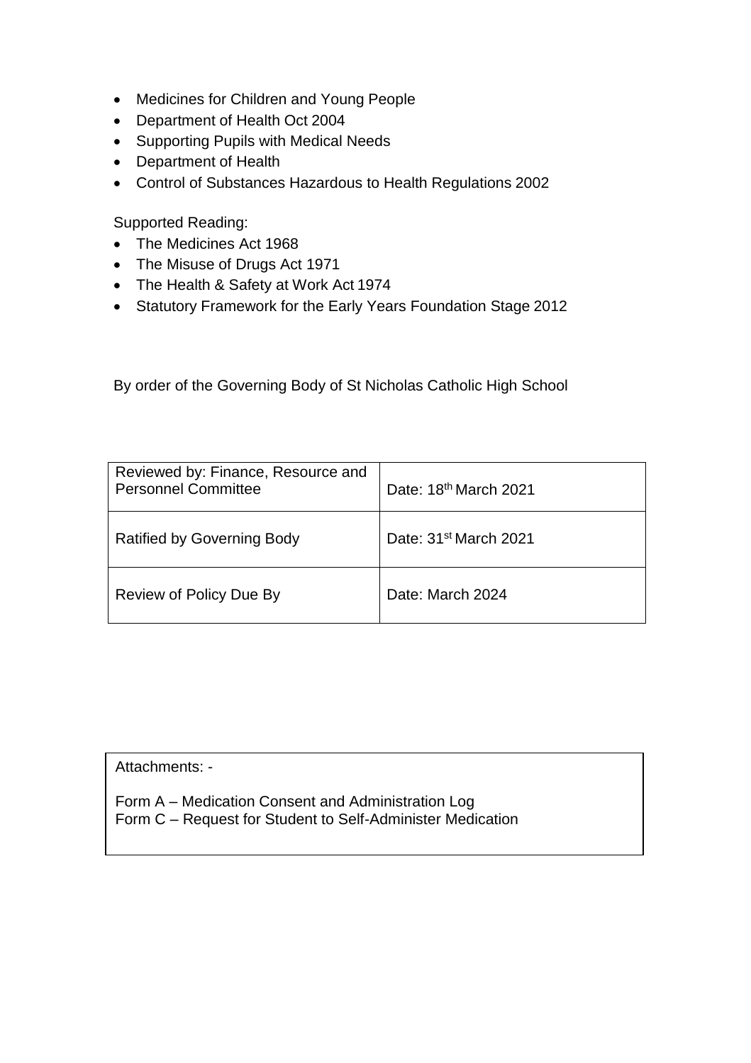- Medicines for Children and Young People
- Department of Health Oct 2004
- Supporting Pupils with Medical Needs
- Department of Health
- Control of Substances Hazardous to Health Regulations 2002

Supported Reading:

- The Medicines Act 1968
- The Misuse of Drugs Act 1971
- The Health & Safety at Work Act 1974
- Statutory Framework for the Early Years Foundation Stage 2012

By order of the Governing Body of St Nicholas Catholic High School

| | |
|---|---|
| Reviewed by: Finance, Resource and Personnel Committee | Date: 18th March 2021 |
| Ratified by Governing Body | Date: 31st March 2021 |
| Review of Policy Due By | Date: March 2024 |

Attachments: -

Form A – Medication Consent and Administration Log
Form C – Request for Student to Self-Administer Medication